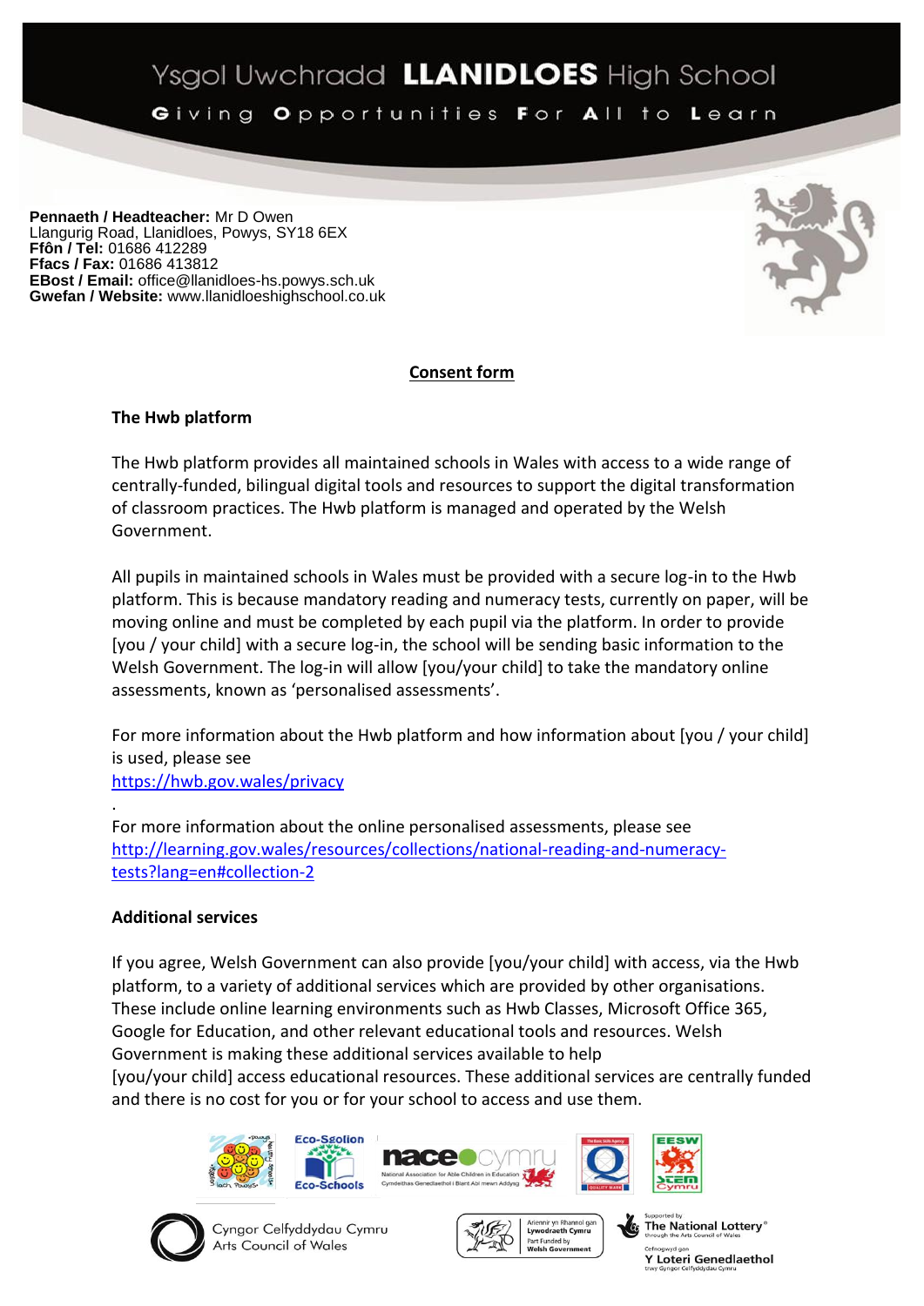# Ysgol Uwchradd LLANIDLOES High School

Giving Opportunities For All to Learn

**Pennaeth / Headteacher:** Mr D Owen
Llangurig Road, Llanidloes, Powys, SY18 6EX
**Ffôn / Tel:** 01686 412289
**Ffacs / Fax:** 01686 413812
**EBost / Email:** office@llanidloes-hs.powys.sch.uk
**Gwefan / Website:** www.llanidloeshighschool.co.uk

## Consent form

### The Hwb platform

The Hwb platform provides all maintained schools in Wales with access to a wide range of centrally-funded, bilingual digital tools and resources to support the digital transformation of classroom practices. The Hwb platform is managed and operated by the Welsh Government.

All pupils in maintained schools in Wales must be provided with a secure log-in to the Hwb platform. This is because mandatory reading and numeracy tests, currently on paper, will be moving online and must be completed by each pupil via the platform. In order to provide [you / your child] with a secure log-in, the school will be sending basic information to the Welsh Government. The log-in will allow [you/your child] to take the mandatory online assessments, known as 'personalised assessments'.

For more information about the Hwb platform and how information about [you / your child] is used, please see
https://hwb.gov.wales/privacy

.
For more information about the online personalised assessments, please see
http://learning.gov.wales/resources/collections/national-reading-and-numeracy-tests?lang=en#collection-2

### Additional services

If you agree, Welsh Government can also provide [you/your child] with access, via the Hwb platform, to a variety of additional services which are provided by other organisations. These include online learning environments such as Hwb Classes, Microsoft Office 365, Google for Education, and other relevant educational tools and resources. Welsh Government is making these additional services available to help [you/your child] access educational resources. These additional services are centrally funded and there is no cost for you or for your school to access and use them.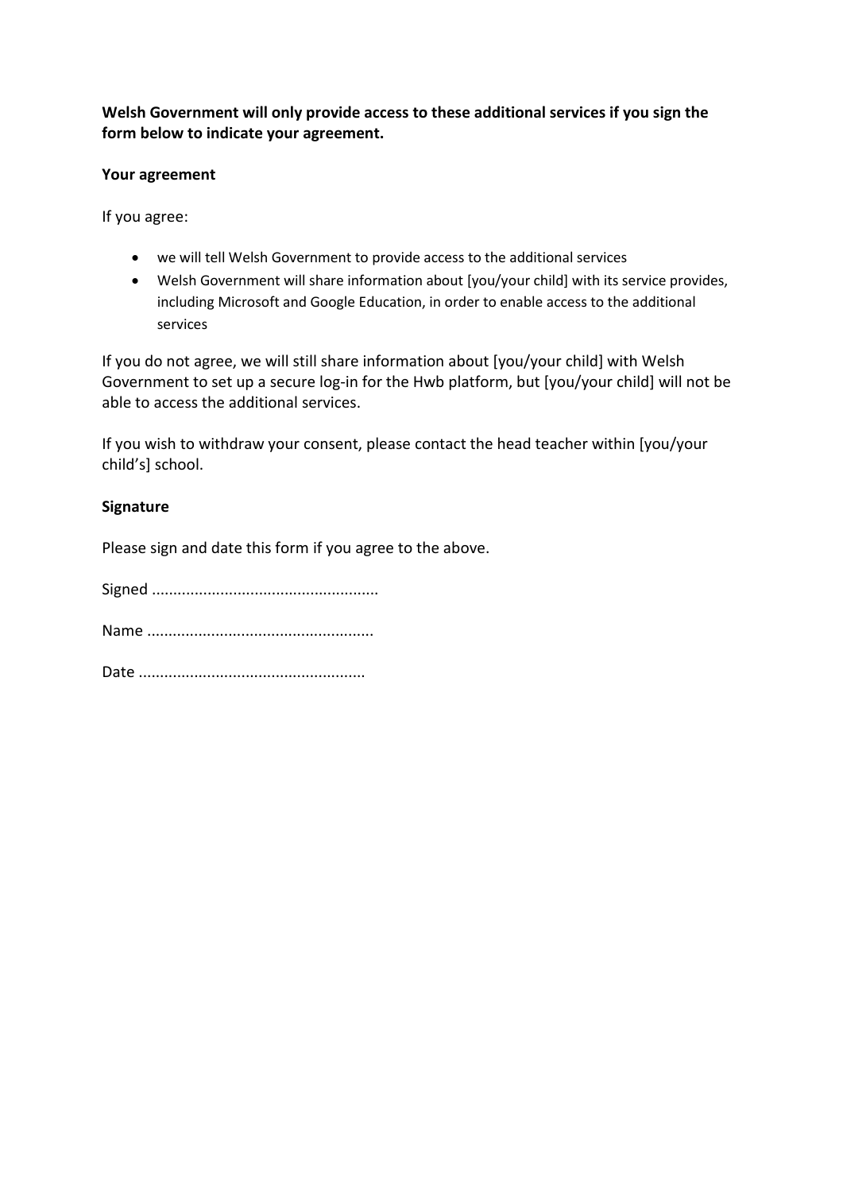**Welsh Government will only provide access to these additional services if you sign the form below to indicate your agreement.**

**Your agreement**

If you agree:

- we will tell Welsh Government to provide access to the additional services
- Welsh Government will share information about [you/your child] with its service provides, including Microsoft and Google Education, in order to enable access to the additional services

If you do not agree, we will still share information about [you/your child] with Welsh Government to set up a secure log-in for the Hwb platform, but [you/your child] will not be able to access the additional services.

If you wish to withdraw your consent, please contact the head teacher within [you/your child's] school.

**Signature**

Please sign and date this form if you agree to the above.

Signed ....................................................

Name ....................................................

Date ....................................................